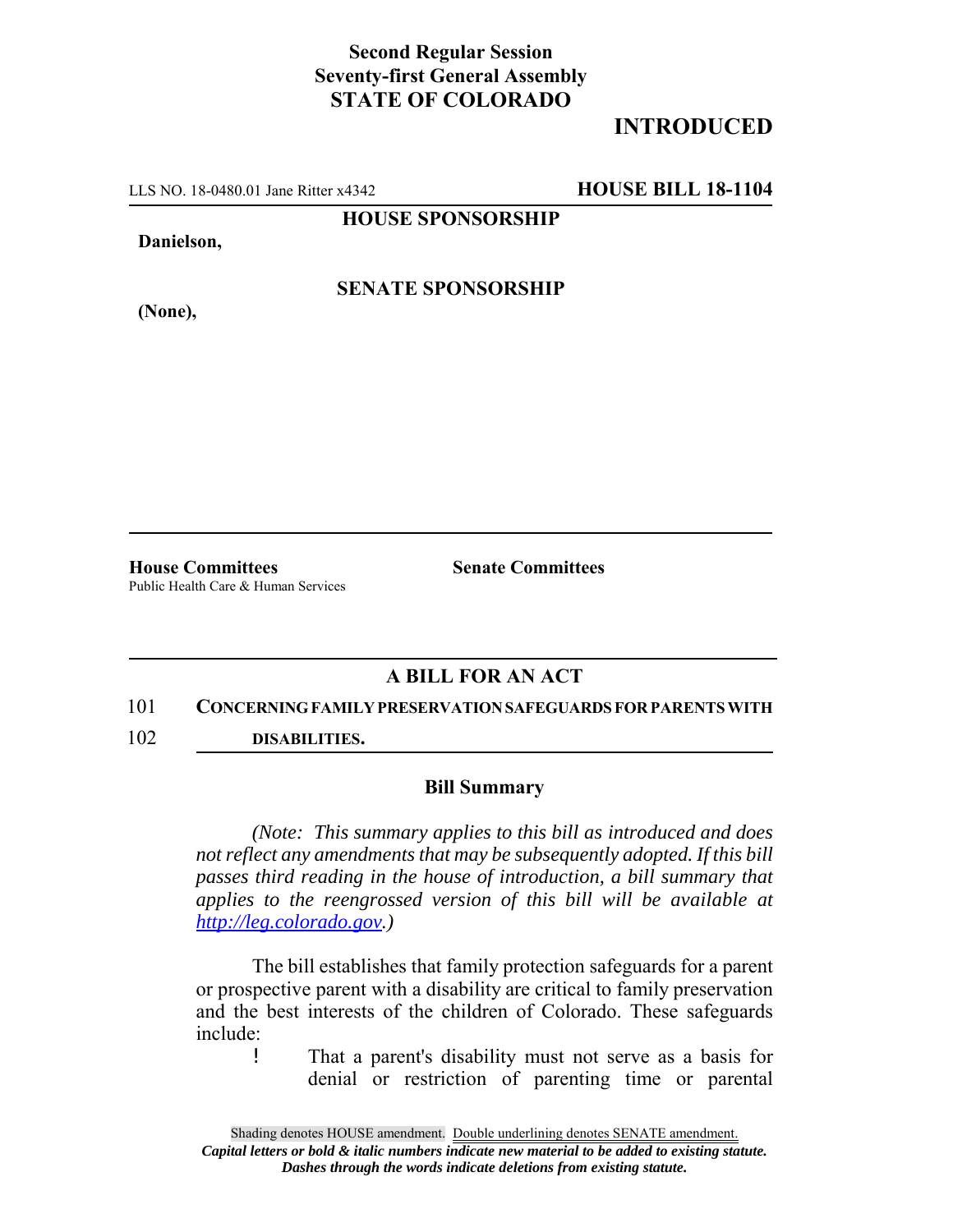**Second Regular Session**
**Seventy-first General Assembly**
**STATE OF COLORADO**

# INTRODUCED

LLS NO. 18-0480.01 Jane Ritter x4342 **HOUSE BILL 18-1104**

**HOUSE SPONSORSHIP**

**Danielson,**

**SENATE SPONSORSHIP**

**(None),**

**House Committees**
Public Health Care & Human Services

**Senate Committees**

## A BILL FOR AN ACT

101 **CONCERNING FAMILY PRESERVATION SAFEGUARDS FOR PARENTS WITH**
102 **DISABILITIES.**

### Bill Summary

*(Note: This summary applies to this bill as introduced and does not reflect any amendments that may be subsequently adopted. If this bill passes third reading in the house of introduction, a bill summary that applies to the reengrossed version of this bill will be available at [http://leg.colorado.gov](http://leg.colorado.gov).)*

The bill establishes that family protection safeguards for a parent or prospective parent with a disability are critical to family preservation and the best interests of the children of Colorado. These safeguards include:

- That a parent's disability must not serve as a basis for denial or restriction of parenting time or parental

Shading denotes HOUSE amendment. Double underlining denotes SENATE amendment.
*Capital letters or bold & italic numbers indicate new material to be added to existing statute.*
*Dashes through the words indicate deletions from existing statute.*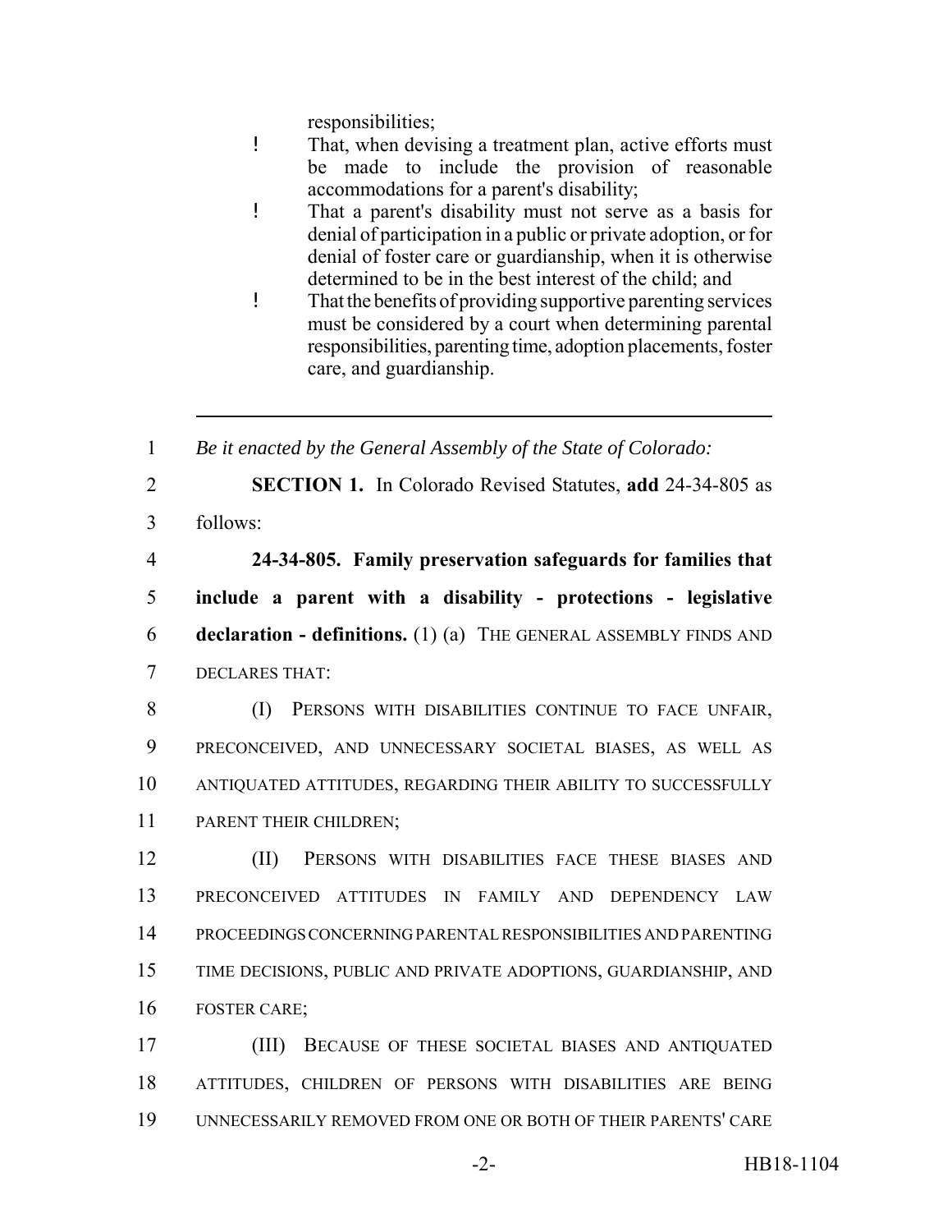responsibilities;

- That, when devising a treatment plan, active efforts must be made to include the provision of reasonable accommodations for a parent's disability;
- That a parent's disability must not serve as a basis for denial of participation in a public or private adoption, or for denial of foster care or guardianship, when it is otherwise determined to be in the best interest of the child; and
- That the benefits of providing supportive parenting services must be considered by a court when determining parental responsibilities, parenting time, adoption placements, foster care, and guardianship.

---

1 *Be it enacted by the General Assembly of the State of Colorado:*

2 **SECTION 1.** In Colorado Revised Statutes, **add** 24-34-805 as
3 follows:

4 **24-34-805. Family preservation safeguards for families that**
5 **include a parent with a disability - protections - legislative**
6 **declaration - definitions.** (1) (a) THE GENERAL ASSEMBLY FINDS AND
7 DECLARES THAT:

8 (I) PERSONS WITH DISABILITIES CONTINUE TO FACE UNFAIR,
9 PRECONCEIVED, AND UNNECESSARY SOCIETAL BIASES, AS WELL AS
10 ANTIQUATED ATTITUDES, REGARDING THEIR ABILITY TO SUCCESSFULLY
11 PARENT THEIR CHILDREN;

12 (II) PERSONS WITH DISABILITIES FACE THESE BIASES AND
13 PRECONCEIVED ATTITUDES IN FAMILY AND DEPENDENCY LAW
14 PROCEEDINGS CONCERNING PARENTAL RESPONSIBILITIES AND PARENTING
15 TIME DECISIONS, PUBLIC AND PRIVATE ADOPTIONS, GUARDIANSHIP, AND
16 FOSTER CARE;

17 (III) BECAUSE OF THESE SOCIETAL BIASES AND ANTIQUATED
18 ATTITUDES, CHILDREN OF PERSONS WITH DISABILITIES ARE BEING
19 UNNECESSARILY REMOVED FROM ONE OR BOTH OF THEIR PARENTS' CARE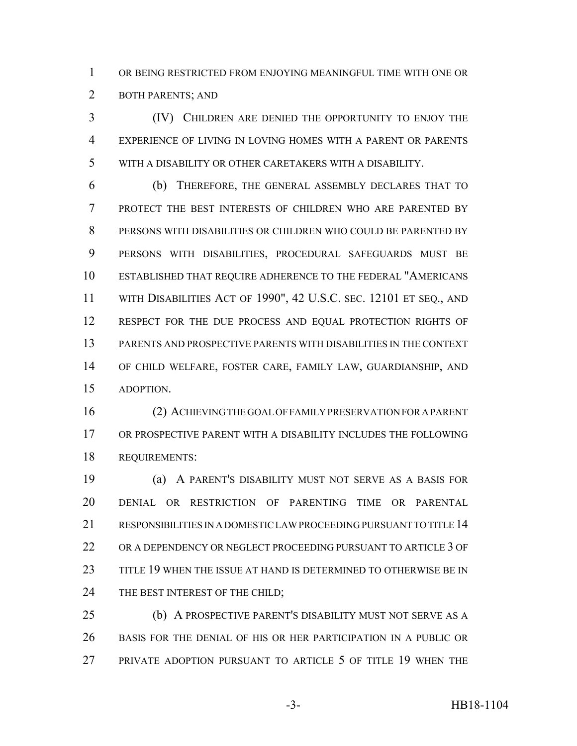OR BEING RESTRICTED FROM ENJOYING MEANINGFUL TIME WITH ONE OR BOTH PARENTS; AND

(IV) CHILDREN ARE DENIED THE OPPORTUNITY TO ENJOY THE EXPERIENCE OF LIVING IN LOVING HOMES WITH A PARENT OR PARENTS WITH A DISABILITY OR OTHER CARETAKERS WITH A DISABILITY.

(b) THEREFORE, THE GENERAL ASSEMBLY DECLARES THAT TO PROTECT THE BEST INTERESTS OF CHILDREN WHO ARE PARENTED BY PERSONS WITH DISABILITIES OR CHILDREN WHO COULD BE PARENTED BY PERSONS WITH DISABILITIES, PROCEDURAL SAFEGUARDS MUST BE ESTABLISHED THAT REQUIRE ADHERENCE TO THE FEDERAL "AMERICANS WITH DISABILITIES ACT OF 1990", 42 U.S.C. SEC. 12101 ET SEQ., AND RESPECT FOR THE DUE PROCESS AND EQUAL PROTECTION RIGHTS OF PARENTS AND PROSPECTIVE PARENTS WITH DISABILITIES IN THE CONTEXT OF CHILD WELFARE, FOSTER CARE, FAMILY LAW, GUARDIANSHIP, AND ADOPTION.

(2) ACHIEVING THE GOAL OF FAMILY PRESERVATION FOR A PARENT OR PROSPECTIVE PARENT WITH A DISABILITY INCLUDES THE FOLLOWING REQUIREMENTS:

(a) A PARENT'S DISABILITY MUST NOT SERVE AS A BASIS FOR DENIAL OR RESTRICTION OF PARENTING TIME OR PARENTAL RESPONSIBILITIES IN A DOMESTIC LAW PROCEEDING PURSUANT TO TITLE 14 OR A DEPENDENCY OR NEGLECT PROCEEDING PURSUANT TO ARTICLE 3 OF TITLE 19 WHEN THE ISSUE AT HAND IS DETERMINED TO OTHERWISE BE IN THE BEST INTEREST OF THE CHILD;

(b) A PROSPECTIVE PARENT'S DISABILITY MUST NOT SERVE AS A BASIS FOR THE DENIAL OF HIS OR HER PARTICIPATION IN A PUBLIC OR PRIVATE ADOPTION PURSUANT TO ARTICLE 5 OF TITLE 19 WHEN THE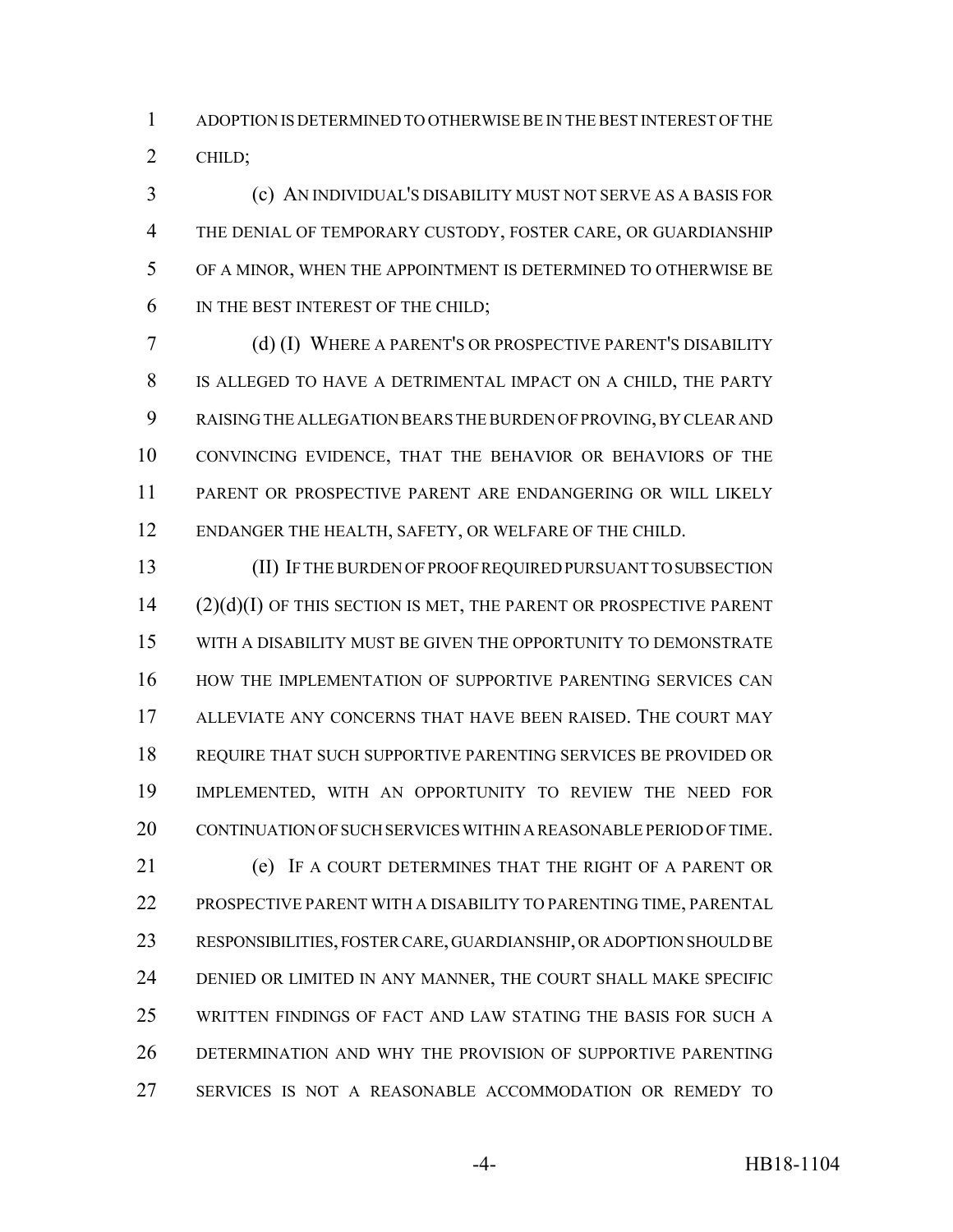ADOPTION IS DETERMINED TO OTHERWISE BE IN THE BEST INTEREST OF THE CHILD;

(c) AN INDIVIDUAL'S DISABILITY MUST NOT SERVE AS A BASIS FOR THE DENIAL OF TEMPORARY CUSTODY, FOSTER CARE, OR GUARDIANSHIP OF A MINOR, WHEN THE APPOINTMENT IS DETERMINED TO OTHERWISE BE IN THE BEST INTEREST OF THE CHILD;

(d) (I) WHERE A PARENT'S OR PROSPECTIVE PARENT'S DISABILITY IS ALLEGED TO HAVE A DETRIMENTAL IMPACT ON A CHILD, THE PARTY RAISING THE ALLEGATION BEARS THE BURDEN OF PROVING, BY CLEAR AND CONVINCING EVIDENCE, THAT THE BEHAVIOR OR BEHAVIORS OF THE PARENT OR PROSPECTIVE PARENT ARE ENDANGERING OR WILL LIKELY ENDANGER THE HEALTH, SAFETY, OR WELFARE OF THE CHILD.

(II) IF THE BURDEN OF PROOF REQUIRED PURSUANT TO SUBSECTION (2)(d)(I) OF THIS SECTION IS MET, THE PARENT OR PROSPECTIVE PARENT WITH A DISABILITY MUST BE GIVEN THE OPPORTUNITY TO DEMONSTRATE HOW THE IMPLEMENTATION OF SUPPORTIVE PARENTING SERVICES CAN ALLEVIATE ANY CONCERNS THAT HAVE BEEN RAISED. THE COURT MAY REQUIRE THAT SUCH SUPPORTIVE PARENTING SERVICES BE PROVIDED OR IMPLEMENTED, WITH AN OPPORTUNITY TO REVIEW THE NEED FOR CONTINUATION OF SUCH SERVICES WITHIN A REASONABLE PERIOD OF TIME.

(e) IF A COURT DETERMINES THAT THE RIGHT OF A PARENT OR PROSPECTIVE PARENT WITH A DISABILITY TO PARENTING TIME, PARENTAL RESPONSIBILITIES, FOSTER CARE, GUARDIANSHIP, OR ADOPTION SHOULD BE DENIED OR LIMITED IN ANY MANNER, THE COURT SHALL MAKE SPECIFIC WRITTEN FINDINGS OF FACT AND LAW STATING THE BASIS FOR SUCH A DETERMINATION AND WHY THE PROVISION OF SUPPORTIVE PARENTING SERVICES IS NOT A REASONABLE ACCOMMODATION OR REMEDY TO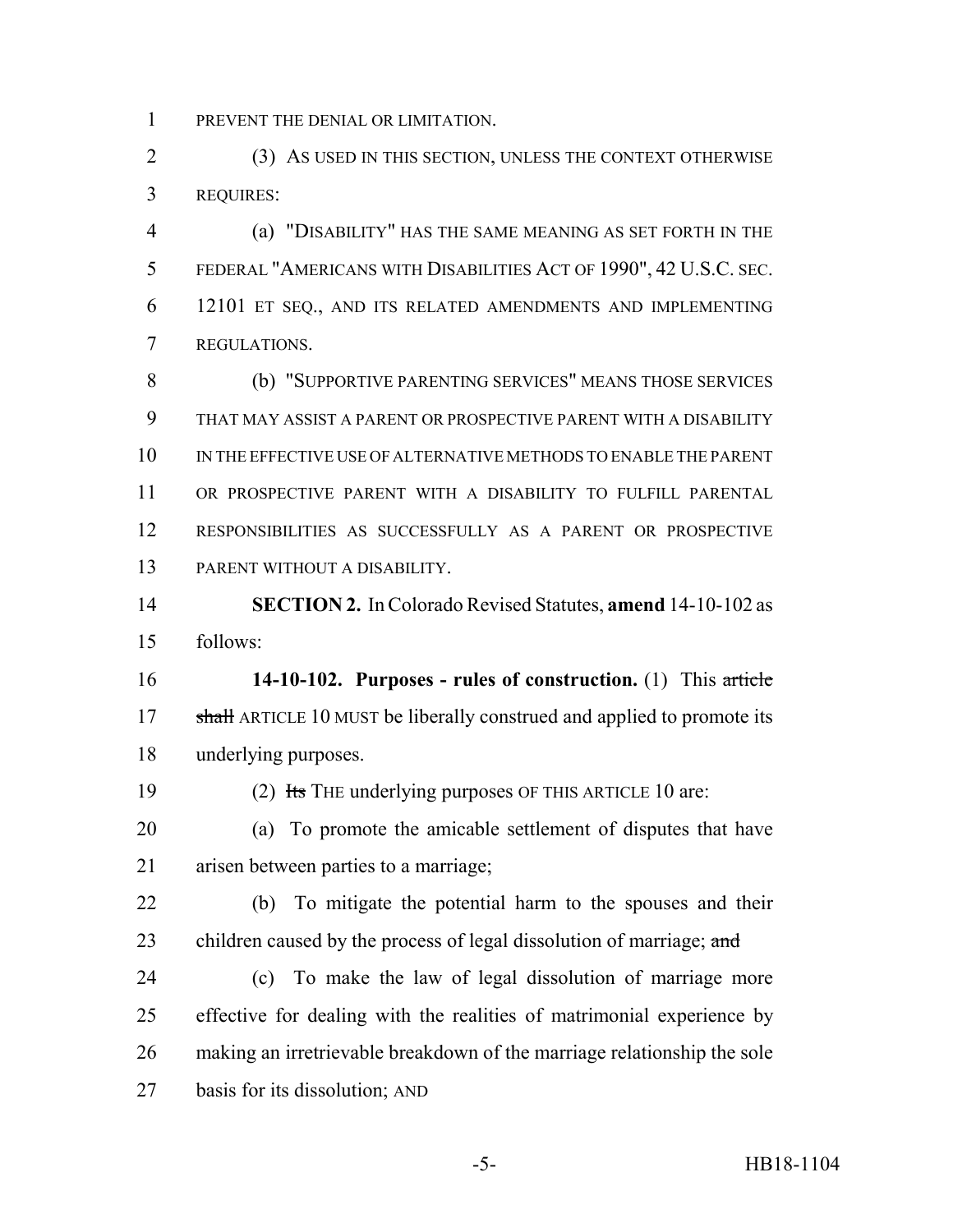PREVENT THE DENIAL OR LIMITATION.

(3) AS USED IN THIS SECTION, UNLESS THE CONTEXT OTHERWISE REQUIRES:

(a) "DISABILITY" HAS THE SAME MEANING AS SET FORTH IN THE FEDERAL "AMERICANS WITH DISABILITIES ACT OF 1990", 42 U.S.C. SEC. 12101 ET SEQ., AND ITS RELATED AMENDMENTS AND IMPLEMENTING REGULATIONS.

(b) "SUPPORTIVE PARENTING SERVICES" MEANS THOSE SERVICES THAT MAY ASSIST A PARENT OR PROSPECTIVE PARENT WITH A DISABILITY IN THE EFFECTIVE USE OF ALTERNATIVE METHODS TO ENABLE THE PARENT OR PROSPECTIVE PARENT WITH A DISABILITY TO FULFILL PARENTAL RESPONSIBILITIES AS SUCCESSFULLY AS A PARENT OR PROSPECTIVE PARENT WITHOUT A DISABILITY.

**SECTION 2.** In Colorado Revised Statutes, **amend** 14-10-102 as follows:

**14-10-102. Purposes - rules of construction.** (1) This ~~article shall~~ ARTICLE 10 MUST be liberally construed and applied to promote its underlying purposes.

(2) ~~Its~~ THE underlying purposes OF THIS ARTICLE 10 are:

(a) To promote the amicable settlement of disputes that have arisen between parties to a marriage;

(b) To mitigate the potential harm to the spouses and their children caused by the process of legal dissolution of marriage; ~~and~~

(c) To make the law of legal dissolution of marriage more effective for dealing with the realities of matrimonial experience by making an irretrievable breakdown of the marriage relationship the sole basis for its dissolution; AND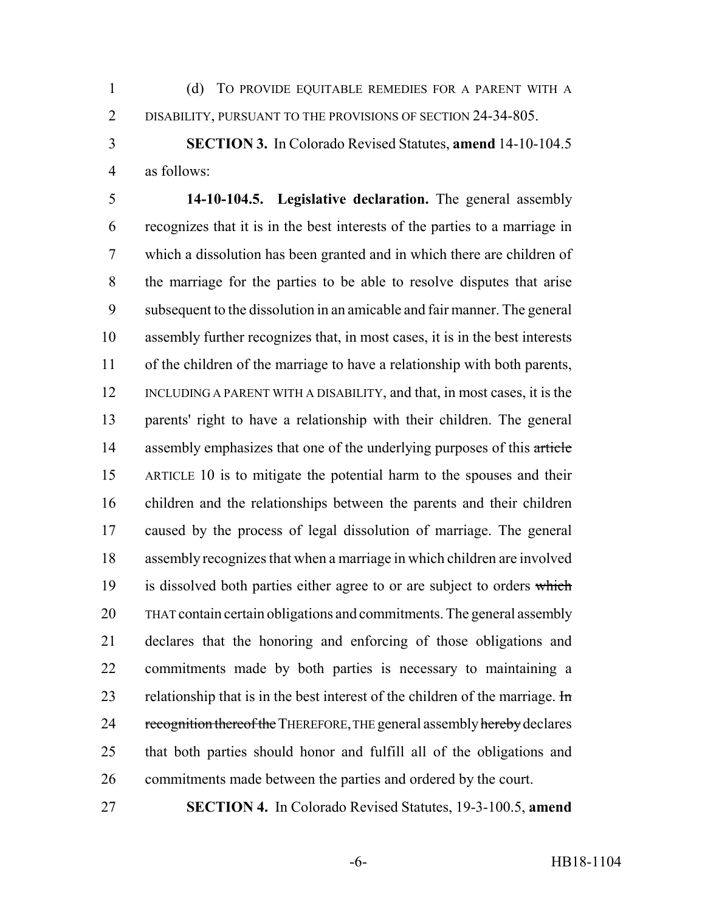(d) TO PROVIDE EQUITABLE REMEDIES FOR A PARENT WITH A DISABILITY, PURSUANT TO THE PROVISIONS OF SECTION 24-34-805.

**SECTION 3.** In Colorado Revised Statutes, **amend** 14-10-104.5 as follows:

**14-10-104.5. Legislative declaration.** The general assembly recognizes that it is in the best interests of the parties to a marriage in which a dissolution has been granted and in which there are children of the marriage for the parties to be able to resolve disputes that arise subsequent to the dissolution in an amicable and fair manner. The general assembly further recognizes that, in most cases, it is in the best interests of the children of the marriage to have a relationship with both parents, INCLUDING A PARENT WITH A DISABILITY, and that, in most cases, it is the parents' right to have a relationship with their children. The general assembly emphasizes that one of the underlying purposes of this ~~article~~ ARTICLE 10 is to mitigate the potential harm to the spouses and their children and the relationships between the parents and their children caused by the process of legal dissolution of marriage. The general assembly recognizes that when a marriage in which children are involved is dissolved both parties either agree to or are subject to orders ~~which~~ THAT contain certain obligations and commitments. The general assembly declares that the honoring and enforcing of those obligations and commitments made by both parties is necessary to maintaining a relationship that is in the best interest of the children of the marriage. ~~In recognition thereof the~~ THEREFORE, THE general assembly ~~hereby~~ declares that both parties should honor and fulfill all of the obligations and commitments made between the parties and ordered by the court.

**SECTION 4.** In Colorado Revised Statutes, 19-3-100.5, **amend**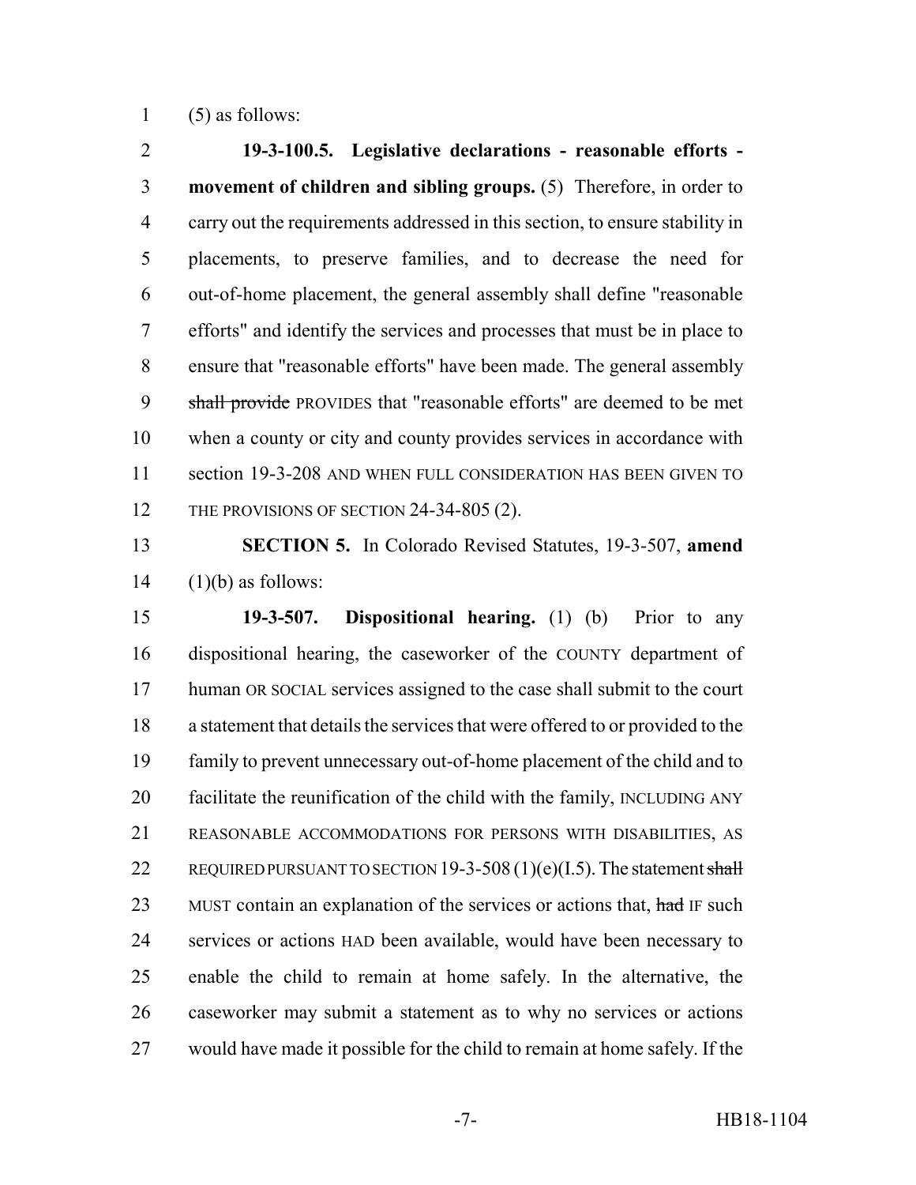(5) as follows:

**19-3-100.5. Legislative declarations - reasonable efforts - movement of children and sibling groups.** (5) Therefore, in order to carry out the requirements addressed in this section, to ensure stability in placements, to preserve families, and to decrease the need for out-of-home placement, the general assembly shall define "reasonable efforts" and identify the services and processes that must be in place to ensure that "reasonable efforts" have been made. The general assembly ~~shall provide~~ PROVIDES that "reasonable efforts" are deemed to be met when a county or city and county provides services in accordance with section 19-3-208 AND WHEN FULL CONSIDERATION HAS BEEN GIVEN TO THE PROVISIONS OF SECTION 24-34-805 (2).

**SECTION 5.** In Colorado Revised Statutes, 19-3-507, **amend** (1)(b) as follows:

**19-3-507. Dispositional hearing.** (1) (b) Prior to any dispositional hearing, the caseworker of the COUNTY department of human OR SOCIAL services assigned to the case shall submit to the court a statement that details the services that were offered to or provided to the family to prevent unnecessary out-of-home placement of the child and to facilitate the reunification of the child with the family, INCLUDING ANY REASONABLE ACCOMMODATIONS FOR PERSONS WITH DISABILITIES, AS REQUIRED PURSUANT TO SECTION 19-3-508 (1)(e)(I.5). The statement ~~shall~~ MUST contain an explanation of the services or actions that, ~~had~~ IF such services or actions HAD been available, would have been necessary to enable the child to remain at home safely. In the alternative, the caseworker may submit a statement as to why no services or actions would have made it possible for the child to remain at home safely. If the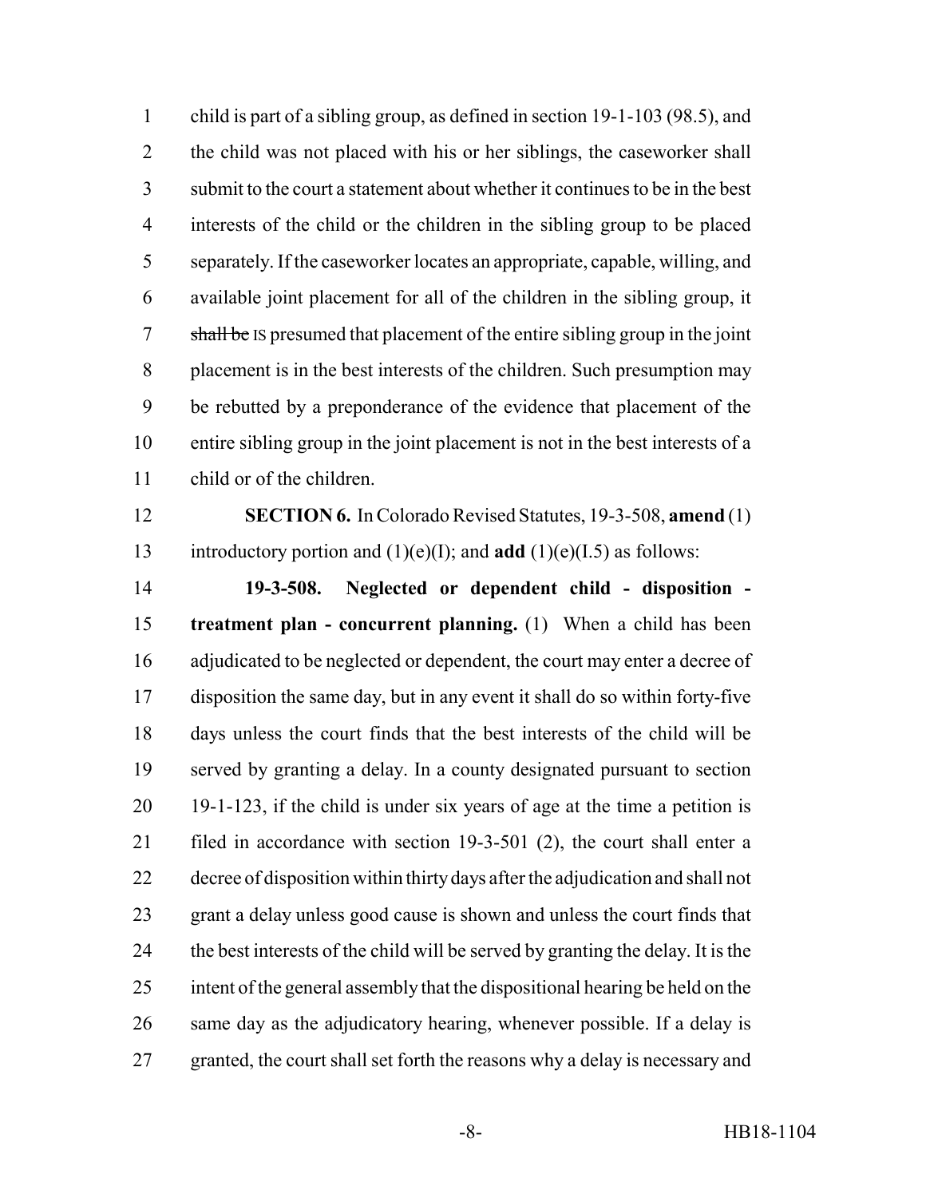child is part of a sibling group, as defined in section 19-1-103 (98.5), and the child was not placed with his or her siblings, the caseworker shall submit to the court a statement about whether it continues to be in the best interests of the child or the children in the sibling group to be placed separately. If the caseworker locates an appropriate, capable, willing, and available joint placement for all of the children in the sibling group, it ~~shall be~~ IS presumed that placement of the entire sibling group in the joint placement is in the best interests of the children. Such presumption may be rebutted by a preponderance of the evidence that placement of the entire sibling group in the joint placement is not in the best interests of a child or of the children.

**SECTION 6.** In Colorado Revised Statutes, 19-3-508, **amend** (1) introductory portion and (1)(e)(I); and **add** (1)(e)(I.5) as follows:

**19-3-508. Neglected or dependent child - disposition - treatment plan - concurrent planning.** (1) When a child has been adjudicated to be neglected or dependent, the court may enter a decree of disposition the same day, but in any event it shall do so within forty-five days unless the court finds that the best interests of the child will be served by granting a delay. In a county designated pursuant to section 19-1-123, if the child is under six years of age at the time a petition is filed in accordance with section 19-3-501 (2), the court shall enter a decree of disposition within thirty days after the adjudication and shall not grant a delay unless good cause is shown and unless the court finds that the best interests of the child will be served by granting the delay. It is the intent of the general assembly that the dispositional hearing be held on the same day as the adjudicatory hearing, whenever possible. If a delay is granted, the court shall set forth the reasons why a delay is necessary and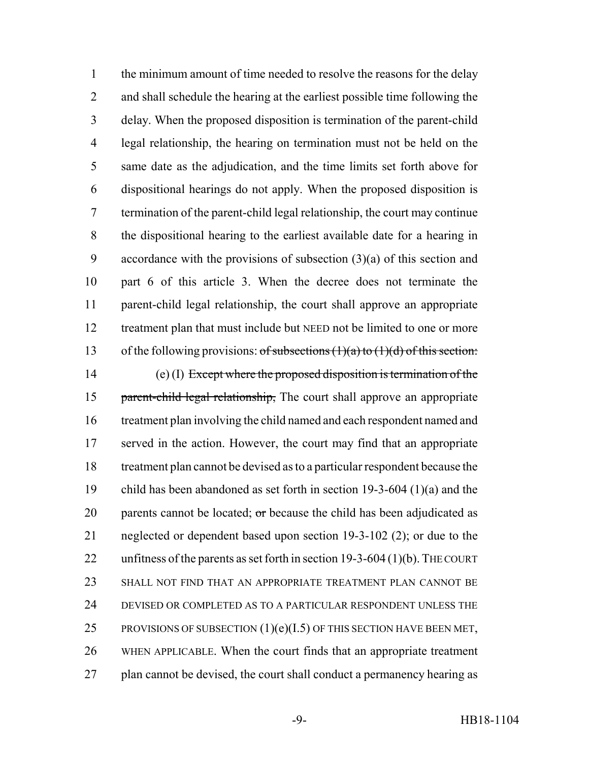the minimum amount of time needed to resolve the reasons for the delay and shall schedule the hearing at the earliest possible time following the delay. When the proposed disposition is termination of the parent-child legal relationship, the hearing on termination must not be held on the same date as the adjudication, and the time limits set forth above for dispositional hearings do not apply. When the proposed disposition is termination of the parent-child legal relationship, the court may continue the dispositional hearing to the earliest available date for a hearing in accordance with the provisions of subsection (3)(a) of this section and part 6 of this article 3. When the decree does not terminate the parent-child legal relationship, the court shall approve an appropriate treatment plan that must include but NEED not be limited to one or more of the following provisions: ~~of subsections (1)(a) to (1)(d) of this section:~~

(e) (I) ~~Except where the proposed disposition is termination of the parent-child legal relationship,~~ The court shall approve an appropriate treatment plan involving the child named and each respondent named and served in the action. However, the court may find that an appropriate treatment plan cannot be devised as to a particular respondent because the child has been abandoned as set forth in section 19-3-604 (1)(a) and the parents cannot be located; ~~or~~ because the child has been adjudicated as neglected or dependent based upon section 19-3-102 (2); or due to the unfitness of the parents as set forth in section 19-3-604 (1)(b). THE COURT SHALL NOT FIND THAT AN APPROPRIATE TREATMENT PLAN CANNOT BE DEVISED OR COMPLETED AS TO A PARTICULAR RESPONDENT UNLESS THE PROVISIONS OF SUBSECTION (1)(e)(I.5) OF THIS SECTION HAVE BEEN MET, WHEN APPLICABLE. When the court finds that an appropriate treatment plan cannot be devised, the court shall conduct a permanency hearing as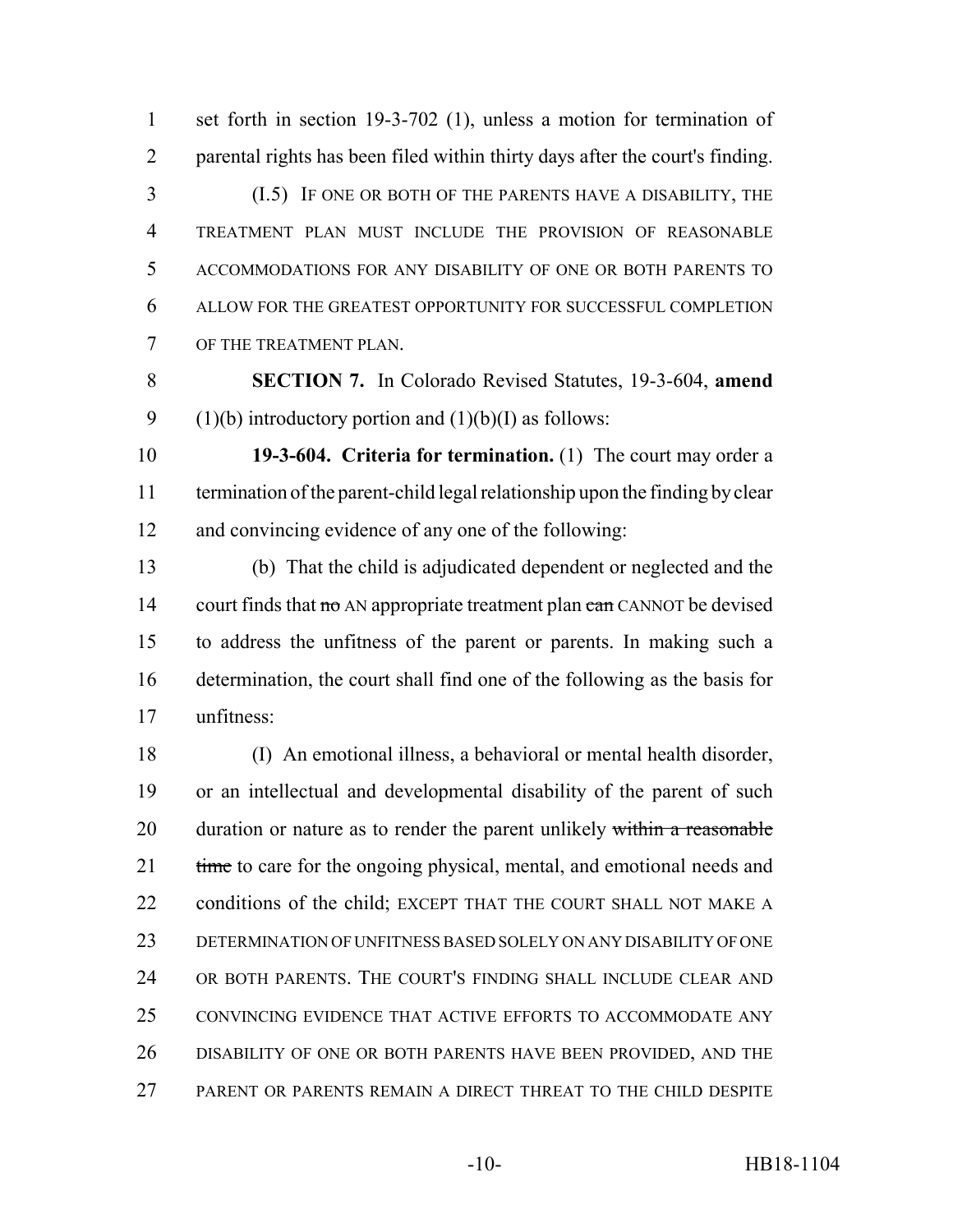set forth in section 19-3-702 (1), unless a motion for termination of parental rights has been filed within thirty days after the court's finding.

(I.5) IF ONE OR BOTH OF THE PARENTS HAVE A DISABILITY, THE TREATMENT PLAN MUST INCLUDE THE PROVISION OF REASONABLE ACCOMMODATIONS FOR ANY DISABILITY OF ONE OR BOTH PARENTS TO ALLOW FOR THE GREATEST OPPORTUNITY FOR SUCCESSFUL COMPLETION OF THE TREATMENT PLAN.

**SECTION 7.** In Colorado Revised Statutes, 19-3-604, **amend** (1)(b) introductory portion and (1)(b)(I) as follows:

**19-3-604. Criteria for termination.** (1) The court may order a termination of the parent-child legal relationship upon the finding by clear and convincing evidence of any one of the following:

(b) That the child is adjudicated dependent or neglected and the court finds that ~~no~~ AN appropriate treatment plan ~~can~~ CANNOT be devised to address the unfitness of the parent or parents. In making such a determination, the court shall find one of the following as the basis for unfitness:

(I) An emotional illness, a behavioral or mental health disorder, or an intellectual and developmental disability of the parent of such duration or nature as to render the parent unlikely ~~within a reasonable time~~ to care for the ongoing physical, mental, and emotional needs and conditions of the child; EXCEPT THAT THE COURT SHALL NOT MAKE A DETERMINATION OF UNFITNESS BASED SOLELY ON ANY DISABILITY OF ONE OR BOTH PARENTS. THE COURT'S FINDING SHALL INCLUDE CLEAR AND CONVINCING EVIDENCE THAT ACTIVE EFFORTS TO ACCOMMODATE ANY DISABILITY OF ONE OR BOTH PARENTS HAVE BEEN PROVIDED, AND THE PARENT OR PARENTS REMAIN A DIRECT THREAT TO THE CHILD DESPITE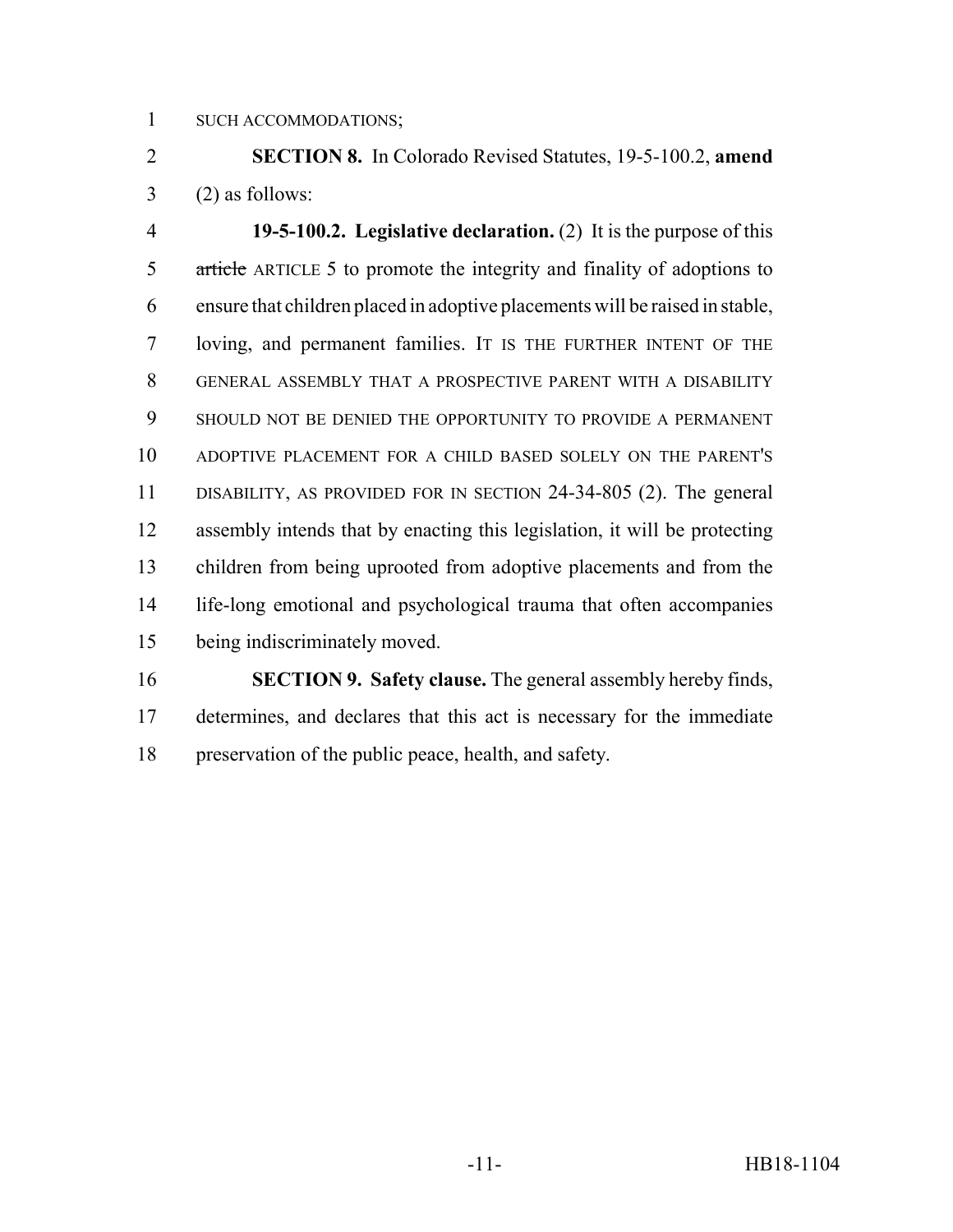SUCH ACCOMMODATIONS;

**SECTION 8.** In Colorado Revised Statutes, 19-5-100.2, **amend** (2) as follows:

**19-5-100.2. Legislative declaration.** (2) It is the purpose of this ~~article~~ ARTICLE 5 to promote the integrity and finality of adoptions to ensure that children placed in adoptive placements will be raised in stable, loving, and permanent families. IT IS THE FURTHER INTENT OF THE GENERAL ASSEMBLY THAT A PROSPECTIVE PARENT WITH A DISABILITY SHOULD NOT BE DENIED THE OPPORTUNITY TO PROVIDE A PERMANENT ADOPTIVE PLACEMENT FOR A CHILD BASED SOLELY ON THE PARENT'S DISABILITY, AS PROVIDED FOR IN SECTION 24-34-805 (2). The general assembly intends that by enacting this legislation, it will be protecting children from being uprooted from adoptive placements and from the life-long emotional and psychological trauma that often accompanies being indiscriminately moved.

**SECTION 9. Safety clause.** The general assembly hereby finds, determines, and declares that this act is necessary for the immediate preservation of the public peace, health, and safety.